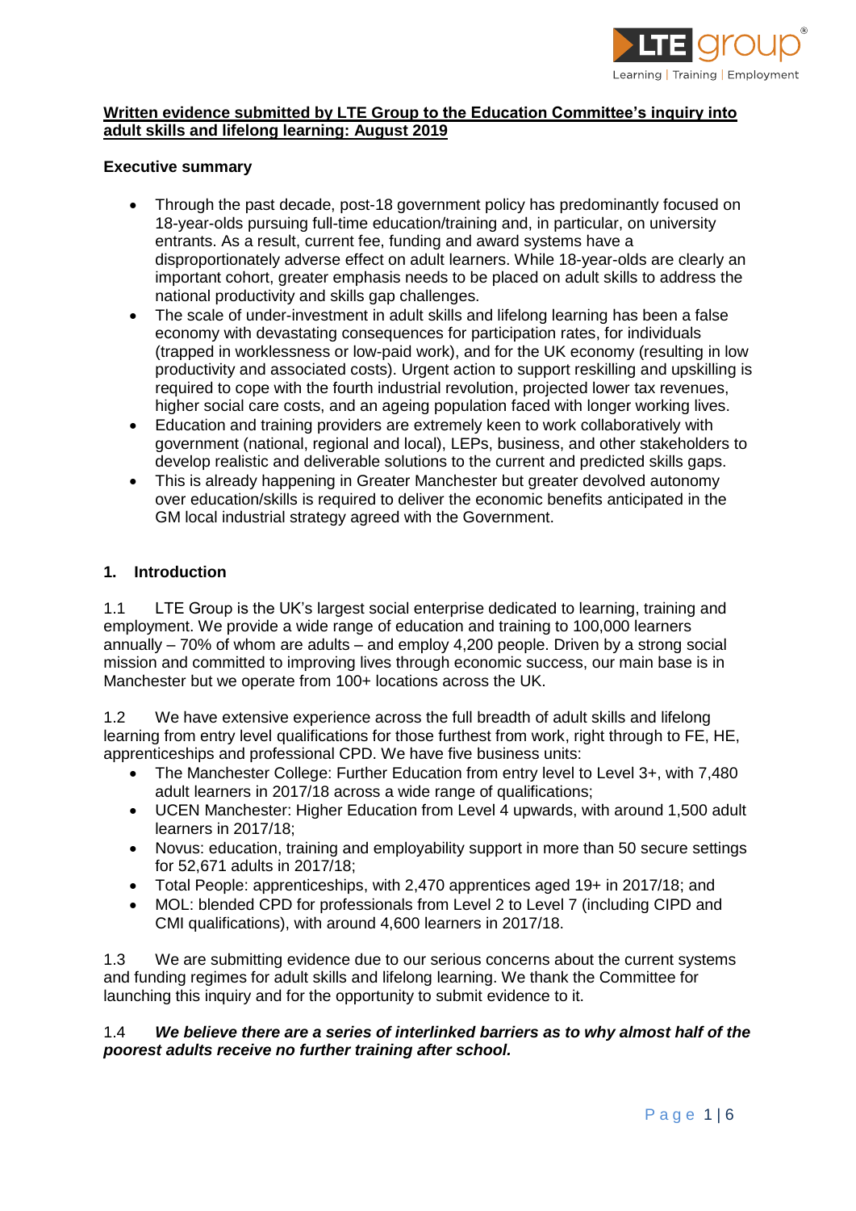**Written evidence submitted by LTE Group to the Education Committee's inquiry into adult skills and lifelong learning: August 2019**

**Executive summary**

- Through the past decade, post-18 government policy has predominantly focused on 18-year-olds pursuing full-time education/training and, in particular, on university entrants. As a result, current fee, funding and award systems have a disproportionately adverse effect on adult learners. While 18-year-olds are clearly an important cohort, greater emphasis needs to be placed on adult skills to address the national productivity and skills gap challenges.
- The scale of under-investment in adult skills and lifelong learning has been a false economy with devastating consequences for participation rates, for individuals (trapped in worklessness or low-paid work), and for the UK economy (resulting in low productivity and associated costs). Urgent action to support reskilling and upskilling is required to cope with the fourth industrial revolution, projected lower tax revenues, higher social care costs, and an ageing population faced with longer working lives.
- Education and training providers are extremely keen to work collaboratively with government (national, regional and local), LEPs, business, and other stakeholders to develop realistic and deliverable solutions to the current and predicted skills gaps.
- This is already happening in Greater Manchester but greater devolved autonomy over education/skills is required to deliver the economic benefits anticipated in the GM local industrial strategy agreed with the Government.

## 1. Introduction

1.1 LTE Group is the UK's largest social enterprise dedicated to learning, training and employment. We provide a wide range of education and training to 100,000 learners annually – 70% of whom are adults – and employ 4,200 people. Driven by a strong social mission and committed to improving lives through economic success, our main base is in Manchester but we operate from 100+ locations across the UK.

1.2 We have extensive experience across the full breadth of adult skills and lifelong learning from entry level qualifications for those furthest from work, right through to FE, HE, apprenticeships and professional CPD. We have five business units:

- The Manchester College: Further Education from entry level to Level 3+, with 7,480 adult learners in 2017/18 across a wide range of qualifications;
- UCEN Manchester: Higher Education from Level 4 upwards, with around 1,500 adult learners in 2017/18;
- Novus: education, training and employability support in more than 50 secure settings for 52,671 adults in 2017/18;
- Total People: apprenticeships, with 2,470 apprentices aged 19+ in 2017/18; and
- MOL: blended CPD for professionals from Level 2 to Level 7 (including CIPD and CMI qualifications), with around 4,600 learners in 2017/18.

1.3 We are submitting evidence due to our serious concerns about the current systems and funding regimes for adult skills and lifelong learning. We thank the Committee for launching this inquiry and for the opportunity to submit evidence to it.

1.4 ***We believe there are a series of interlinked barriers as to why almost half of the poorest adults receive no further training after school.***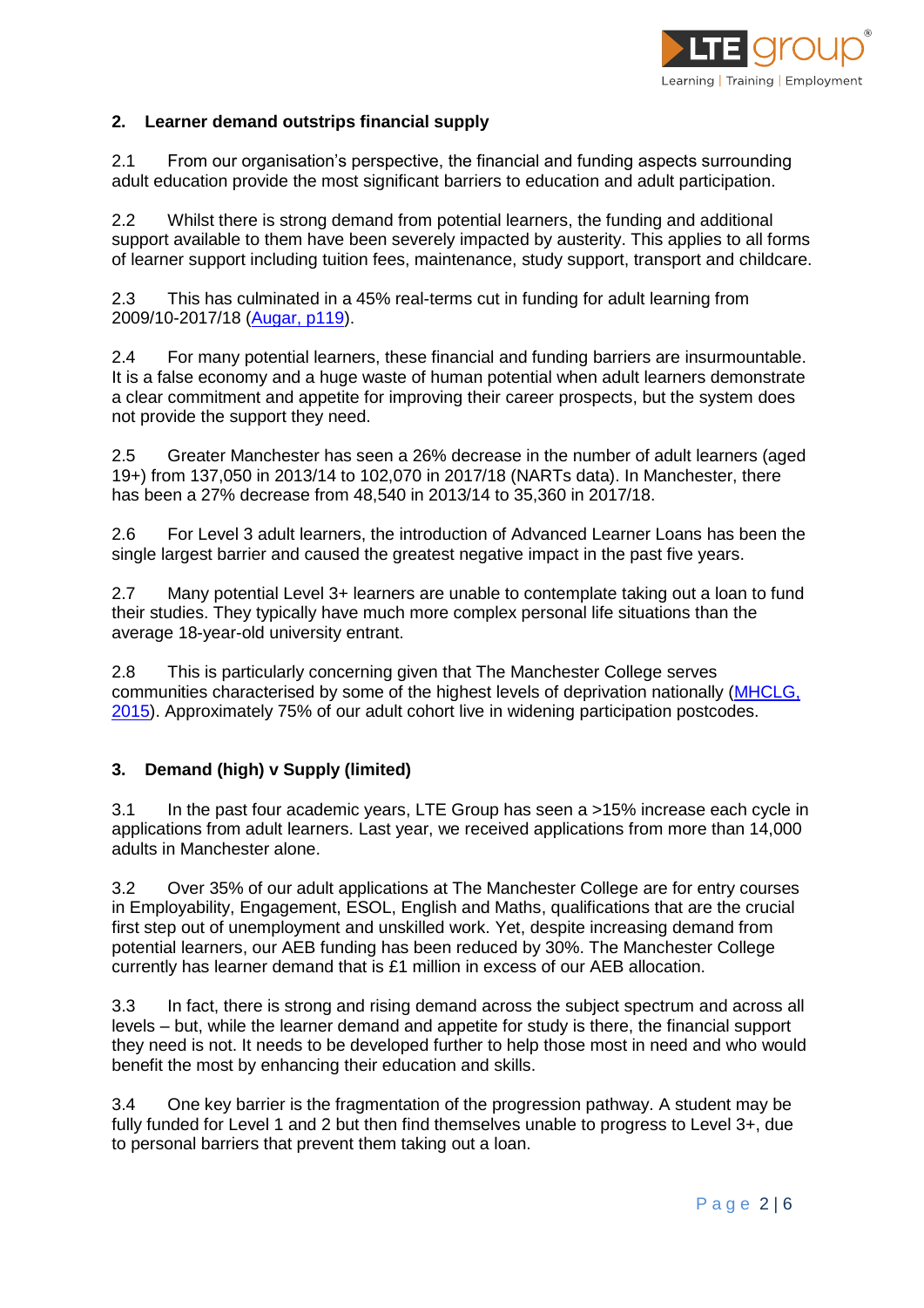## 2. Learner demand outstrips financial supply

2.1 From our organisation's perspective, the financial and funding aspects surrounding adult education provide the most significant barriers to education and adult participation.

2.2 Whilst there is strong demand from potential learners, the funding and additional support available to them have been severely impacted by austerity. This applies to all forms of learner support including tuition fees, maintenance, study support, transport and childcare.

2.3 This has culminated in a 45% real-terms cut in funding for adult learning from 2009/10-2017/18 (Augar, p119).

2.4 For many potential learners, these financial and funding barriers are insurmountable. It is a false economy and a huge waste of human potential when adult learners demonstrate a clear commitment and appetite for improving their career prospects, but the system does not provide the support they need.

2.5 Greater Manchester has seen a 26% decrease in the number of adult learners (aged 19+) from 137,050 in 2013/14 to 102,070 in 2017/18 (NARTs data). In Manchester, there has been a 27% decrease from 48,540 in 2013/14 to 35,360 in 2017/18.

2.6 For Level 3 adult learners, the introduction of Advanced Learner Loans has been the single largest barrier and caused the greatest negative impact in the past five years.

2.7 Many potential Level 3+ learners are unable to contemplate taking out a loan to fund their studies. They typically have much more complex personal life situations than the average 18-year-old university entrant.

2.8 This is particularly concerning given that The Manchester College serves communities characterised by some of the highest levels of deprivation nationally (MHCLG, 2015). Approximately 75% of our adult cohort live in widening participation postcodes.

## 3. Demand (high) v Supply (limited)

3.1 In the past four academic years, LTE Group has seen a >15% increase each cycle in applications from adult learners. Last year, we received applications from more than 14,000 adults in Manchester alone.

3.2 Over 35% of our adult applications at The Manchester College are for entry courses in Employability, Engagement, ESOL, English and Maths, qualifications that are the crucial first step out of unemployment and unskilled work. Yet, despite increasing demand from potential learners, our AEB funding has been reduced by 30%. The Manchester College currently has learner demand that is £1 million in excess of our AEB allocation.

3.3 In fact, there is strong and rising demand across the subject spectrum and across all levels – but, while the learner demand and appetite for study is there, the financial support they need is not. It needs to be developed further to help those most in need and who would benefit the most by enhancing their education and skills.

3.4 One key barrier is the fragmentation of the progression pathway. A student may be fully funded for Level 1 and 2 but then find themselves unable to progress to Level 3+, due to personal barriers that prevent them taking out a loan.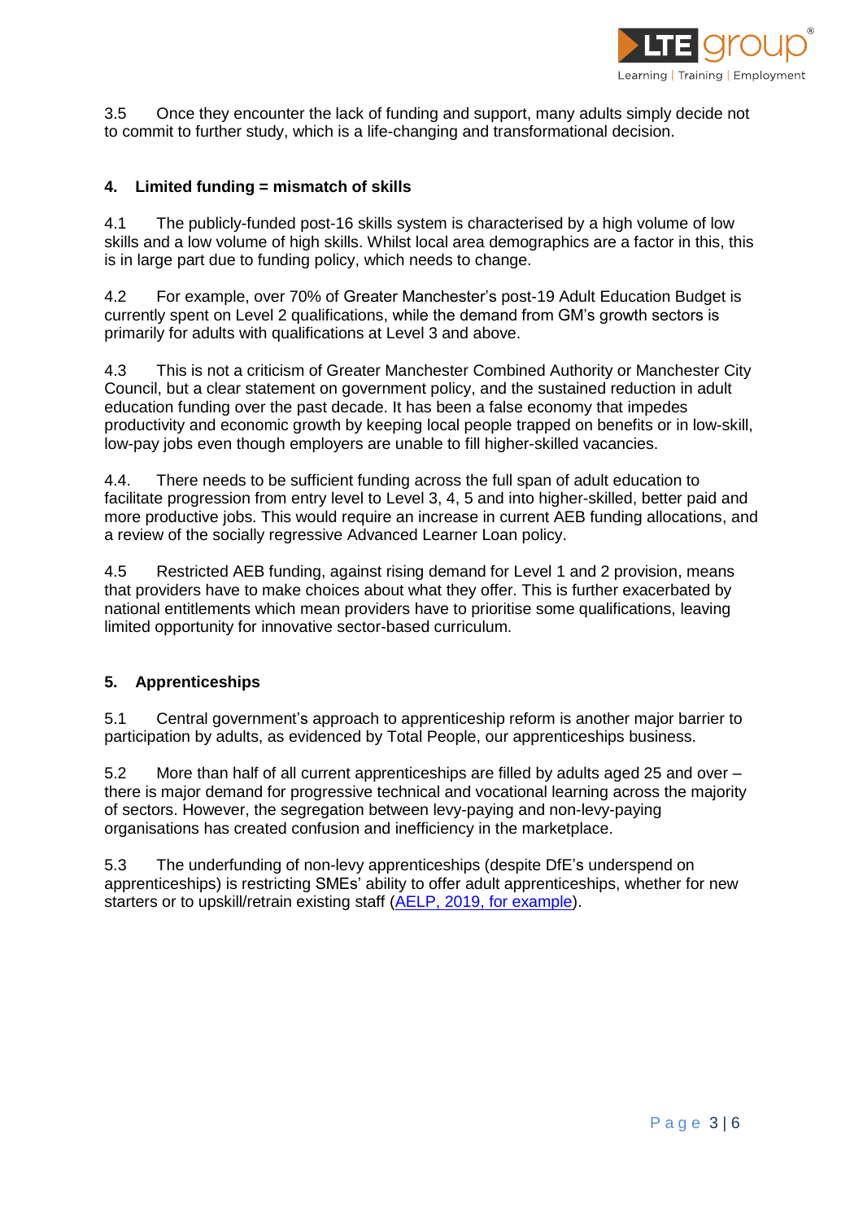3.5 Once they encounter the lack of funding and support, many adults simply decide not to commit to further study, which is a life-changing and transformational decision.

## 4. Limited funding = mismatch of skills

4.1 The publicly-funded post-16 skills system is characterised by a high volume of low skills and a low volume of high skills. Whilst local area demographics are a factor in this, this is in large part due to funding policy, which needs to change.

4.2 For example, over 70% of Greater Manchester's post-19 Adult Education Budget is currently spent on Level 2 qualifications, while the demand from GM's growth sectors is primarily for adults with qualifications at Level 3 and above.

4.3 This is not a criticism of Greater Manchester Combined Authority or Manchester City Council, but a clear statement on government policy, and the sustained reduction in adult education funding over the past decade. It has been a false economy that impedes productivity and economic growth by keeping local people trapped on benefits or in low-skill, low-pay jobs even though employers are unable to fill higher-skilled vacancies.

4.4. There needs to be sufficient funding across the full span of adult education to facilitate progression from entry level to Level 3, 4, 5 and into higher-skilled, better paid and more productive jobs. This would require an increase in current AEB funding allocations, and a review of the socially regressive Advanced Learner Loan policy.

4.5 Restricted AEB funding, against rising demand for Level 1 and 2 provision, means that providers have to make choices about what they offer. This is further exacerbated by national entitlements which mean providers have to prioritise some qualifications, leaving limited opportunity for innovative sector-based curriculum.

## 5. Apprenticeships

5.1 Central government's approach to apprenticeship reform is another major barrier to participation by adults, as evidenced by Total People, our apprenticeships business.

5.2 More than half of all current apprenticeships are filled by adults aged 25 and over – there is major demand for progressive technical and vocational learning across the majority of sectors. However, the segregation between levy-paying and non-levy-paying organisations has created confusion and inefficiency in the marketplace.

5.3 The underfunding of non-levy apprenticeships (despite DfE's underspend on apprenticeships) is restricting SMEs' ability to offer adult apprenticeships, whether for new starters or to upskill/retrain existing staff (AELP, 2019, for example).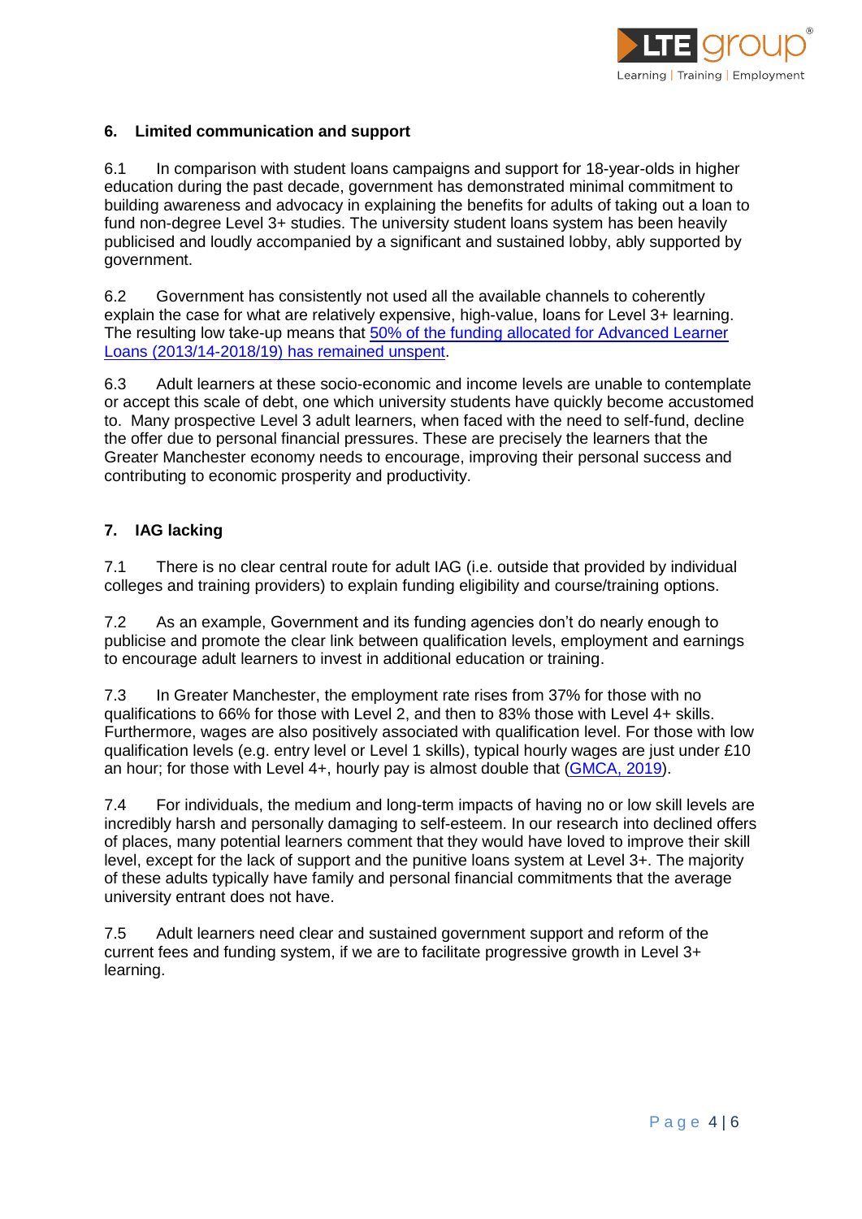## 6. Limited communication and support

6.1 In comparison with student loans campaigns and support for 18-year-olds in higher education during the past decade, government has demonstrated minimal commitment to building awareness and advocacy in explaining the benefits for adults of taking out a loan to fund non-degree Level 3+ studies. The university student loans system has been heavily publicised and loudly accompanied by a significant and sustained lobby, ably supported by government.

6.2 Government has consistently not used all the available channels to coherently explain the case for what are relatively expensive, high-value, loans for Level 3+ learning. The resulting low take-up means that [50% of the funding allocated for Advanced Learner Loans (2013/14-2018/19) has remained unspent](#).

6.3 Adult learners at these socio-economic and income levels are unable to contemplate or accept this scale of debt, one which university students have quickly become accustomed to. Many prospective Level 3 adult learners, when faced with the need to self-fund, decline the offer due to personal financial pressures. These are precisely the learners that the Greater Manchester economy needs to encourage, improving their personal success and contributing to economic prosperity and productivity.

## 7. IAG lacking

7.1 There is no clear central route for adult IAG (i.e. outside that provided by individual colleges and training providers) to explain funding eligibility and course/training options.

7.2 As an example, Government and its funding agencies don't do nearly enough to publicise and promote the clear link between qualification levels, employment and earnings to encourage adult learners to invest in additional education or training.

7.3 In Greater Manchester, the employment rate rises from 37% for those with no qualifications to 66% for those with Level 2, and then to 83% those with Level 4+ skills. Furthermore, wages are also positively associated with qualification level. For those with low qualification levels (e.g. entry level or Level 1 skills), typical hourly wages are just under £10 an hour; for those with Level 4+, hourly pay is almost double that ([GMCA, 2019](#)).

7.4 For individuals, the medium and long-term impacts of having no or low skill levels are incredibly harsh and personally damaging to self-esteem. In our research into declined offers of places, many potential learners comment that they would have loved to improve their skill level, except for the lack of support and the punitive loans system at Level 3+. The majority of these adults typically have family and personal financial commitments that the average university entrant does not have.

7.5 Adult learners need clear and sustained government support and reform of the current fees and funding system, if we are to facilitate progressive growth in Level 3+ learning.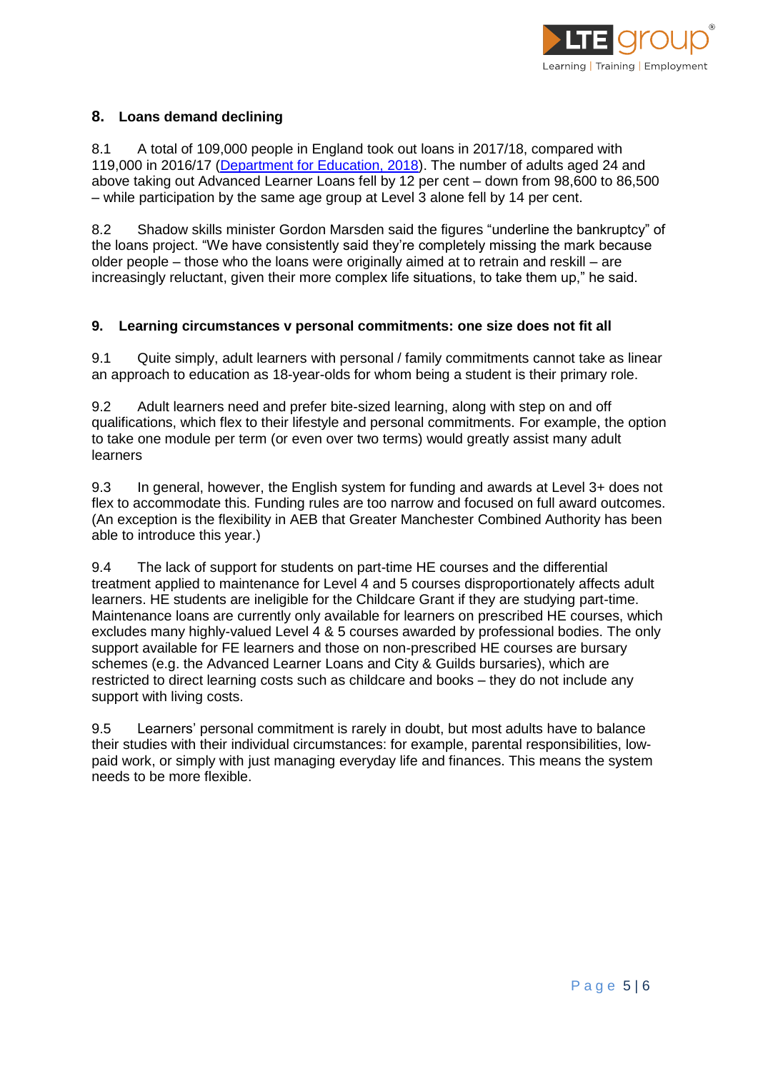## 8. Loans demand declining

8.1 A total of 109,000 people in England took out loans in 2017/18, compared with 119,000 in 2016/17 ([Department for Education, 2018](#)). The number of adults aged 24 and above taking out Advanced Learner Loans fell by 12 per cent – down from 98,600 to 86,500 – while participation by the same age group at Level 3 alone fell by 14 per cent.

8.2 Shadow skills minister Gordon Marsden said the figures "underline the bankruptcy" of the loans project. "We have consistently said they're completely missing the mark because older people – those who the loans were originally aimed at to retrain and reskill – are increasingly reluctant, given their more complex life situations, to take them up," he said.

## 9. Learning circumstances v personal commitments: one size does not fit all

9.1 Quite simply, adult learners with personal / family commitments cannot take as linear an approach to education as 18-year-olds for whom being a student is their primary role.

9.2 Adult learners need and prefer bite-sized learning, along with step on and off qualifications, which flex to their lifestyle and personal commitments. For example, the option to take one module per term (or even over two terms) would greatly assist many adult learners

9.3 In general, however, the English system for funding and awards at Level 3+ does not flex to accommodate this. Funding rules are too narrow and focused on full award outcomes. (An exception is the flexibility in AEB that Greater Manchester Combined Authority has been able to introduce this year.)

9.4 The lack of support for students on part-time HE courses and the differential treatment applied to maintenance for Level 4 and 5 courses disproportionately affects adult learners. HE students are ineligible for the Childcare Grant if they are studying part-time. Maintenance loans are currently only available for learners on prescribed HE courses, which excludes many highly-valued Level 4 & 5 courses awarded by professional bodies. The only support available for FE learners and those on non-prescribed HE courses are bursary schemes (e.g. the Advanced Learner Loans and City & Guilds bursaries), which are restricted to direct learning costs such as childcare and books – they do not include any support with living costs.

9.5 Learners' personal commitment is rarely in doubt, but most adults have to balance their studies with their individual circumstances: for example, parental responsibilities, low-paid work, or simply with just managing everyday life and finances. This means the system needs to be more flexible.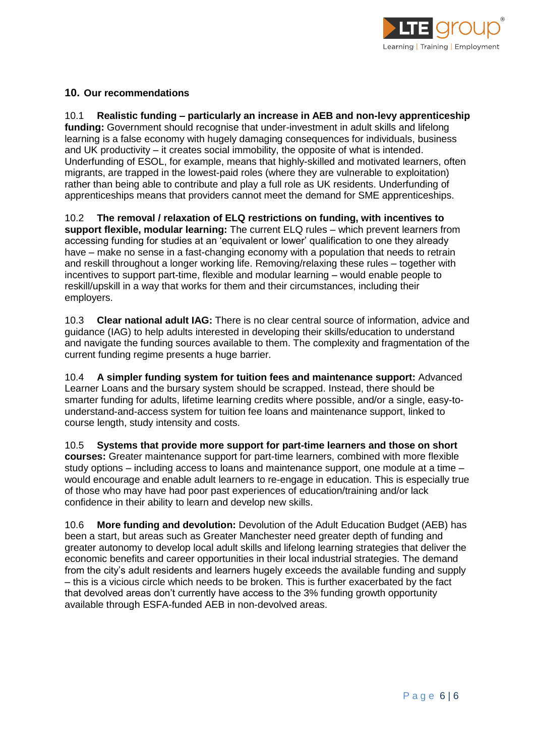## 10. Our recommendations

10.1 **Realistic funding – particularly an increase in AEB and non-levy apprenticeship funding:** Government should recognise that under-investment in adult skills and lifelong learning is a false economy with hugely damaging consequences for individuals, business and UK productivity – it creates social immobility, the opposite of what is intended. Underfunding of ESOL, for example, means that highly-skilled and motivated learners, often migrants, are trapped in the lowest-paid roles (where they are vulnerable to exploitation) rather than being able to contribute and play a full role as UK residents. Underfunding of apprenticeships means that providers cannot meet the demand for SME apprenticeships.

10.2 **The removal / relaxation of ELQ restrictions on funding, with incentives to support flexible, modular learning:** The current ELQ rules – which prevent learners from accessing funding for studies at an 'equivalent or lower' qualification to one they already have – make no sense in a fast-changing economy with a population that needs to retrain and reskill throughout a longer working life. Removing/relaxing these rules – together with incentives to support part-time, flexible and modular learning – would enable people to reskill/upskill in a way that works for them and their circumstances, including their employers.

10.3 **Clear national adult IAG:** There is no clear central source of information, advice and guidance (IAG) to help adults interested in developing their skills/education to understand and navigate the funding sources available to them. The complexity and fragmentation of the current funding regime presents a huge barrier.

10.4 **A simpler funding system for tuition fees and maintenance support:** Advanced Learner Loans and the bursary system should be scrapped. Instead, there should be smarter funding for adults, lifetime learning credits where possible, and/or a single, easy-to-understand-and-access system for tuition fee loans and maintenance support, linked to course length, study intensity and costs.

10.5 **Systems that provide more support for part-time learners and those on short courses:** Greater maintenance support for part-time learners, combined with more flexible study options – including access to loans and maintenance support, one module at a time – would encourage and enable adult learners to re-engage in education. This is especially true of those who may have had poor past experiences of education/training and/or lack confidence in their ability to learn and develop new skills.

10.6 **More funding and devolution:** Devolution of the Adult Education Budget (AEB) has been a start, but areas such as Greater Manchester need greater depth of funding and greater autonomy to develop local adult skills and lifelong learning strategies that deliver the economic benefits and career opportunities in their local industrial strategies. The demand from the city's adult residents and learners hugely exceeds the available funding and supply – this is a vicious circle which needs to be broken. This is further exacerbated by the fact that devolved areas don't currently have access to the 3% funding growth opportunity available through ESFA-funded AEB in non-devolved areas.